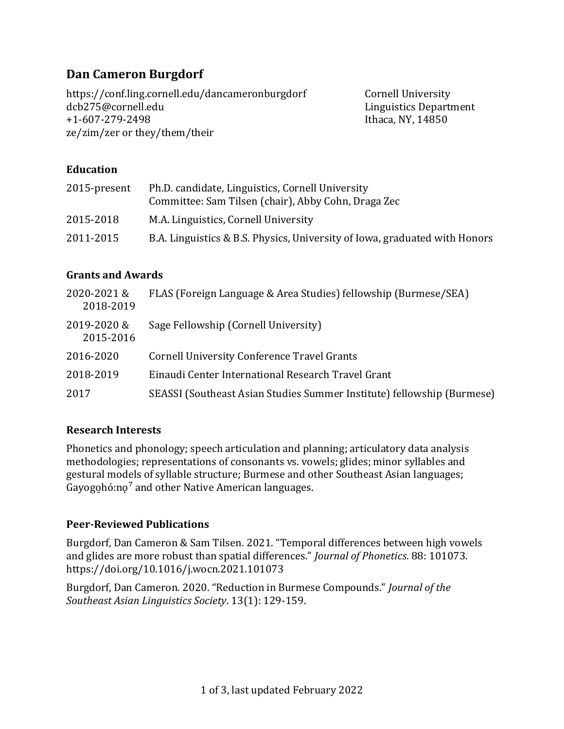# Dan Cameron Burgdorf

https://conf.ling.cornell.edu/dancameronburgdorf
dcb275@cornell.edu
+1-607-279-2498
ze/zim/zer or they/them/their

Cornell University
Linguistics Department
Ithaca, NY, 14850

## Education

| | |
|---|---|
| 2015-present | Ph.D. candidate, Linguistics, Cornell University<br>Committee: Sam Tilsen (chair), Abby Cohn, Draga Zec |
| 2015-2018 | M.A. Linguistics, Cornell University |
| 2011-2015 | B.A. Linguistics & B.S. Physics, University of Iowa, graduated with Honors |

## Grants and Awards

| | |
|---|---|
| 2020-2021 & 2018-2019 | FLAS (Foreign Language & Area Studies) fellowship (Burmese/SEA) |
| 2019-2020 & 2015-2016 | Sage Fellowship (Cornell University) |
| 2016-2020 | Cornell University Conference Travel Grants |
| 2018-2019 | Einaudi Center International Research Travel Grant |
| 2017 | SEASSI (Southeast Asian Studies Summer Institute) fellowship (Burmese) |

## Research Interests

Phonetics and phonology; speech articulation and planning; articulatory data analysis methodologies; representations of consonants vs. vowels; glides; minor syllables and gestural models of syllable structure; Burmese and other Southeast Asian languages; Gayogo̱hó:nǫˀ and other Native American languages.

## Peer-Reviewed Publications

Burgdorf, Dan Cameron & Sam Tilsen. 2021. "Temporal differences between high vowels and glides are more robust than spatial differences." *Journal of Phonetics*. 88: 101073. https://doi.org/10.1016/j.wocn.2021.101073

Burgdorf, Dan Cameron. 2020. "Reduction in Burmese Compounds." *Journal of the Southeast Asian Linguistics Society*. 13(1): 129-159.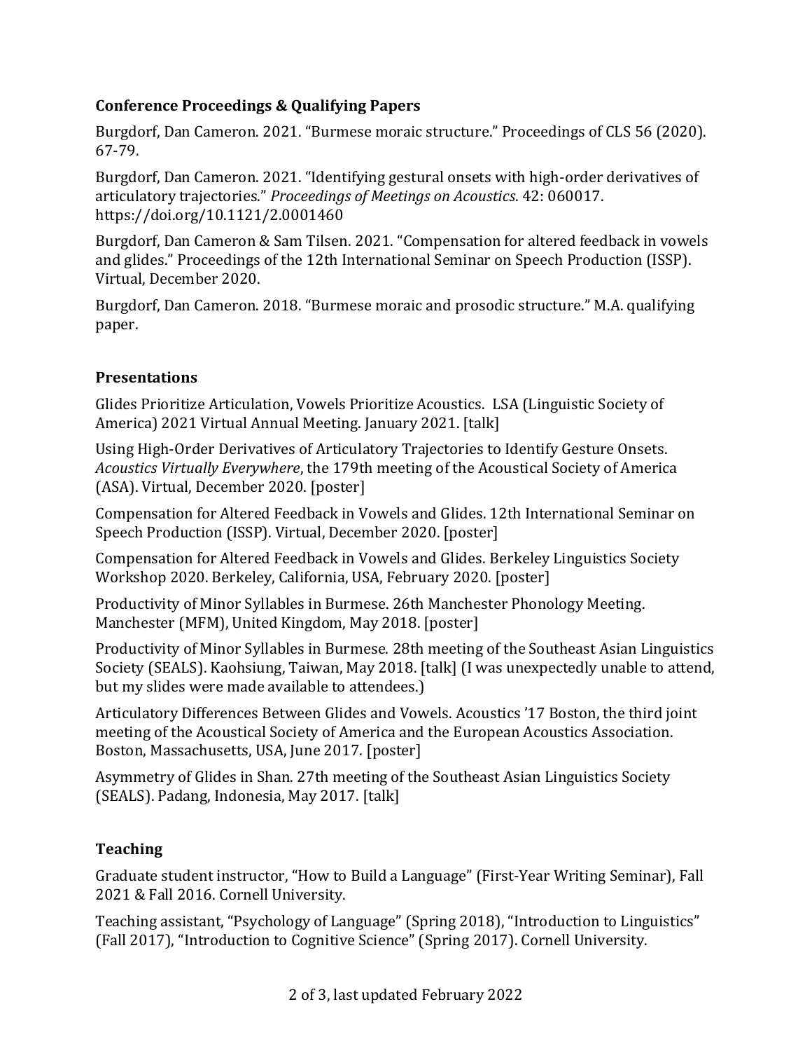### Conference Proceedings & Qualifying Papers

Burgdorf, Dan Cameron. 2021. "Burmese moraic structure." Proceedings of CLS 56 (2020). 67-79.

Burgdorf, Dan Cameron. 2021. "Identifying gestural onsets with high-order derivatives of articulatory trajectories." *Proceedings of Meetings on Acoustics*. 42: 060017. https://doi.org/10.1121/2.0001460

Burgdorf, Dan Cameron & Sam Tilsen. 2021. "Compensation for altered feedback in vowels and glides." Proceedings of the 12th International Seminar on Speech Production (ISSP). Virtual, December 2020.

Burgdorf, Dan Cameron. 2018. "Burmese moraic and prosodic structure." M.A. qualifying paper.

### Presentations

Glides Prioritize Articulation, Vowels Prioritize Acoustics. LSA (Linguistic Society of America) 2021 Virtual Annual Meeting. January 2021. [talk]

Using High-Order Derivatives of Articulatory Trajectories to Identify Gesture Onsets. *Acoustics Virtually Everywhere*, the 179th meeting of the Acoustical Society of America (ASA). Virtual, December 2020. [poster]

Compensation for Altered Feedback in Vowels and Glides. 12th International Seminar on Speech Production (ISSP). Virtual, December 2020. [poster]

Compensation for Altered Feedback in Vowels and Glides. Berkeley Linguistics Society Workshop 2020. Berkeley, California, USA, February 2020. [poster]

Productivity of Minor Syllables in Burmese. 26th Manchester Phonology Meeting. Manchester (MFM), United Kingdom, May 2018. [poster]

Productivity of Minor Syllables in Burmese. 28th meeting of the Southeast Asian Linguistics Society (SEALS). Kaohsiung, Taiwan, May 2018. [talk] (I was unexpectedly unable to attend, but my slides were made available to attendees.)

Articulatory Differences Between Glides and Vowels. Acoustics '17 Boston, the third joint meeting of the Acoustical Society of America and the European Acoustics Association. Boston, Massachusetts, USA, June 2017. [poster]

Asymmetry of Glides in Shan. 27th meeting of the Southeast Asian Linguistics Society (SEALS). Padang, Indonesia, May 2017. [talk]

### Teaching

Graduate student instructor, "How to Build a Language" (First-Year Writing Seminar), Fall 2021 & Fall 2016. Cornell University.

Teaching assistant, "Psychology of Language" (Spring 2018), "Introduction to Linguistics" (Fall 2017), "Introduction to Cognitive Science" (Spring 2017). Cornell University.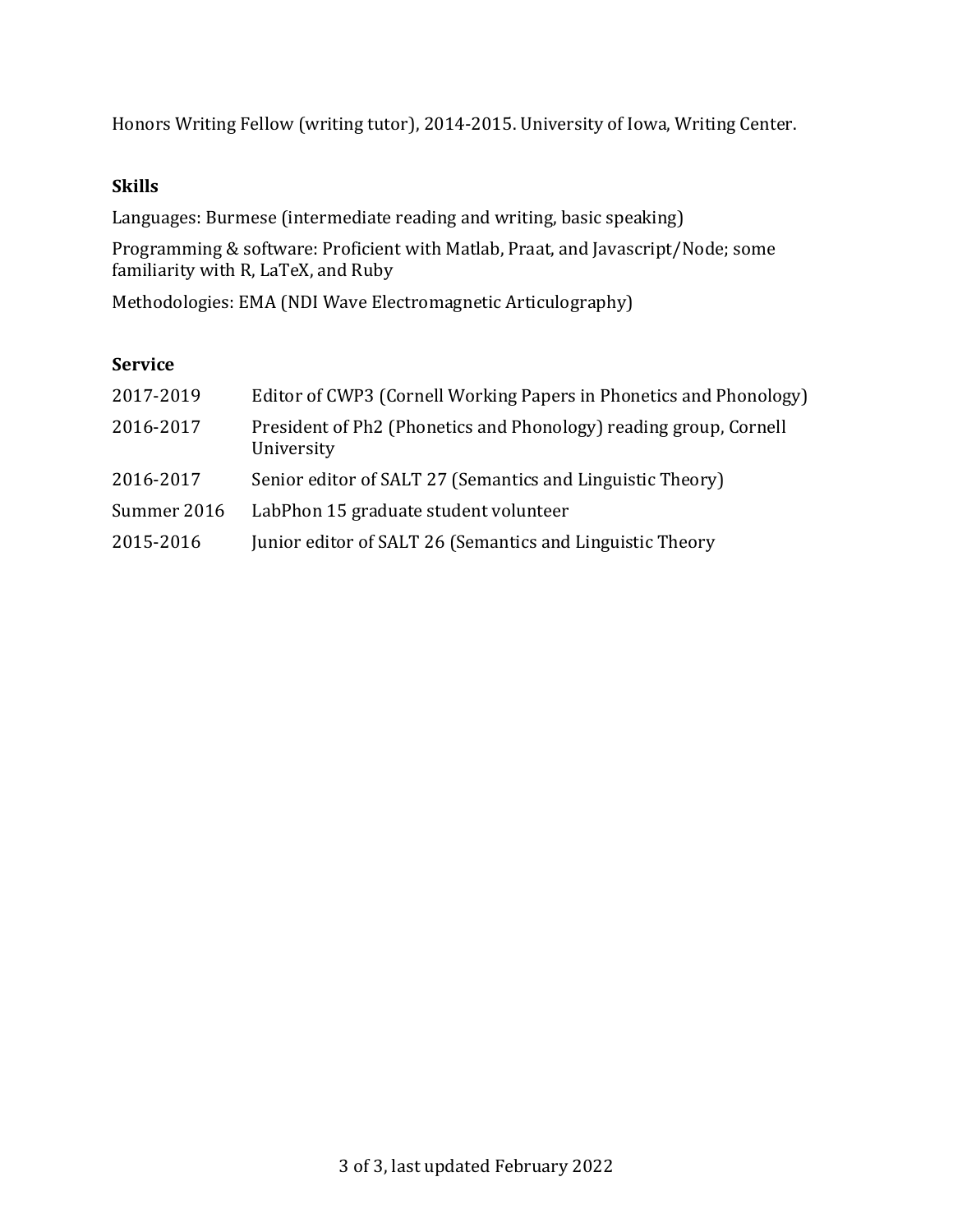Honors Writing Fellow (writing tutor), 2014-2015. University of Iowa, Writing Center.

**Skills**

Languages: Burmese (intermediate reading and writing, basic speaking)

Programming & software: Proficient with Matlab, Praat, and Javascript/Node; some familiarity with R, LaTeX, and Ruby

Methodologies: EMA (NDI Wave Electromagnetic Articulography)

**Service**

| | |
|---|---|
| 2017-2019 | Editor of CWP3 (Cornell Working Papers in Phonetics and Phonology) |
| 2016-2017 | President of Ph2 (Phonetics and Phonology) reading group, Cornell University |
| 2016-2017 | Senior editor of SALT 27 (Semantics and Linguistic Theory) |
| Summer 2016 | LabPhon 15 graduate student volunteer |
| 2015-2016 | Junior editor of SALT 26 (Semantics and Linguistic Theory |